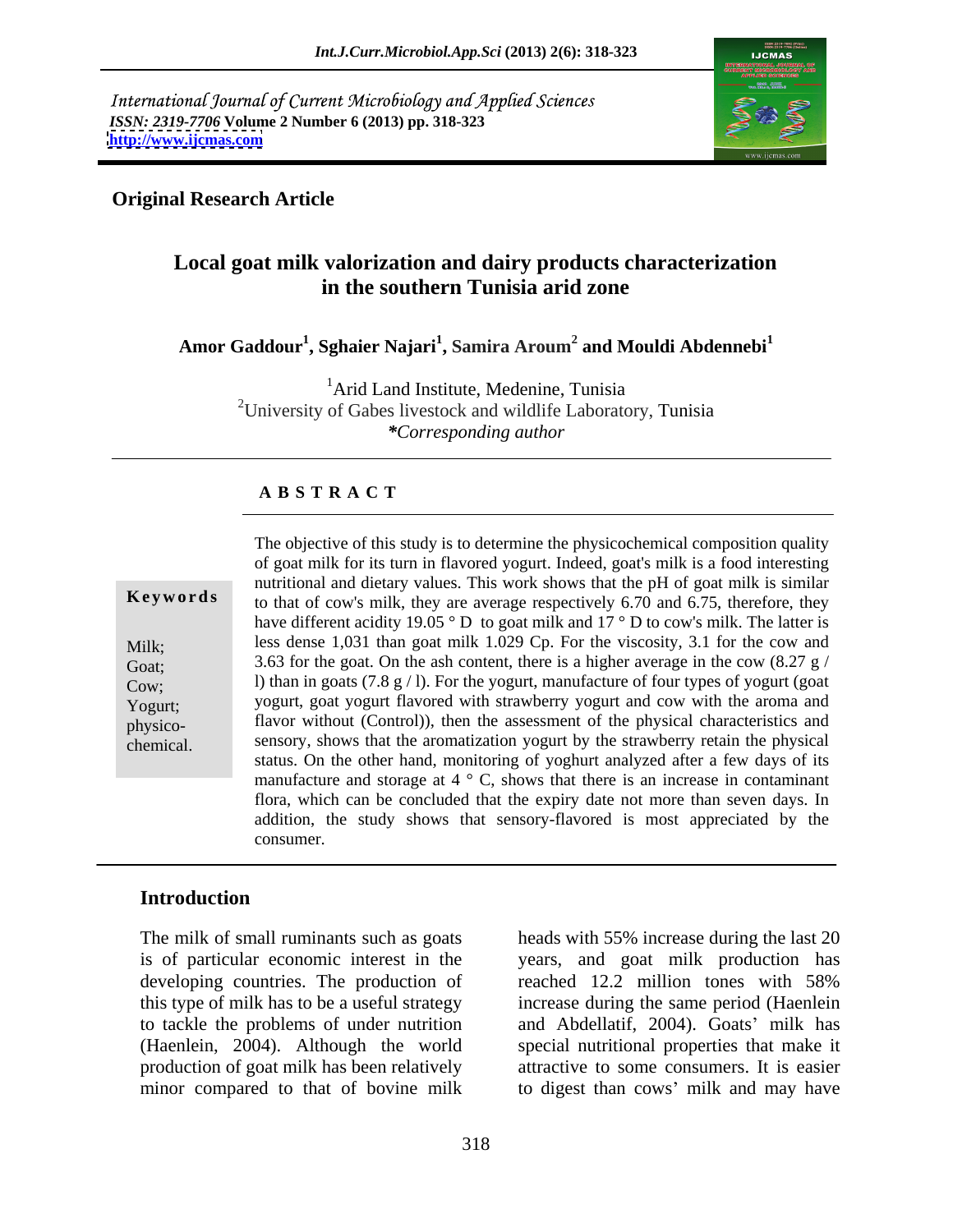International Journal of Current Microbiology and Applied Sciences
*ISSN: 2319-7706* **Volume 2 Number 6 (2013) pp. 318-323**
**http://www.ijcmas.com**

**Original Research Article**

# Local goat milk valorization and dairy products characterization in the southern Tunisia arid zone

**Amor Gaddour[1], Sghaier Najari[1], Samira Aroum[2] and Mouldi Abdennebi[1]**

[1]Arid Land Institute, Medenine, Tunisia
[2]University of Gabes livestock and wildlife Laboratory, Tunisia
*\*Corresponding author*

**A B S T R A C T**

**Keywords**

Milk;
Goat;
Cow;
Yogurt;
physico-chemical.

The objective of this study is to determine the physicochemical composition quality of goat milk for its turn in flavored yogurt. Indeed, goat's milk is a food interesting nutritional and dietary values. This work shows that the pH of goat milk is similar to that of cow's milk, they are average respectively 6.70 and 6.75, therefore, they have different acidity 19.05 ° D to goat milk and 17 ° D to cow's milk. The latter is less dense 1,031 than goat milk 1.029 Cp. For the viscosity, 3.1 for the cow and 3.63 for the goat. On the ash content, there is a higher average in the cow (8.27 g / l) than in goats (7.8 g / l). For the yogurt, manufacture of four types of yogurt (goat yogurt, goat yogurt flavored with strawberry yogurt and cow with the aroma and flavor without (Control)), then the assessment of the physical characteristics and sensory, shows that the aromatization yogurt by the strawberry retain the physical status. On the other hand, monitoring of yoghurt analyzed after a few days of its manufacture and storage at 4 ° C, shows that there is an increase in contaminant flora, which can be concluded that the expiry date not more than seven days. In addition, the study shows that sensory-flavored is most appreciated by the consumer.

## Introduction

The milk of small ruminants such as goats is of particular economic interest in the developing countries. The production of this type of milk has to be a useful strategy to tackle the problems of under nutrition (Haenlein, 2004). Although the world production of goat milk has been relatively minor compared to that of bovine milk heads with 55% increase during the last 20 years, and goat milk production has reached 12.2 million tones with 58% increase during the same period (Haenlein and Abdellatif, 2004). Goats' milk has special nutritional properties that make it attractive to some consumers. It is easier to digest than cows' milk and may have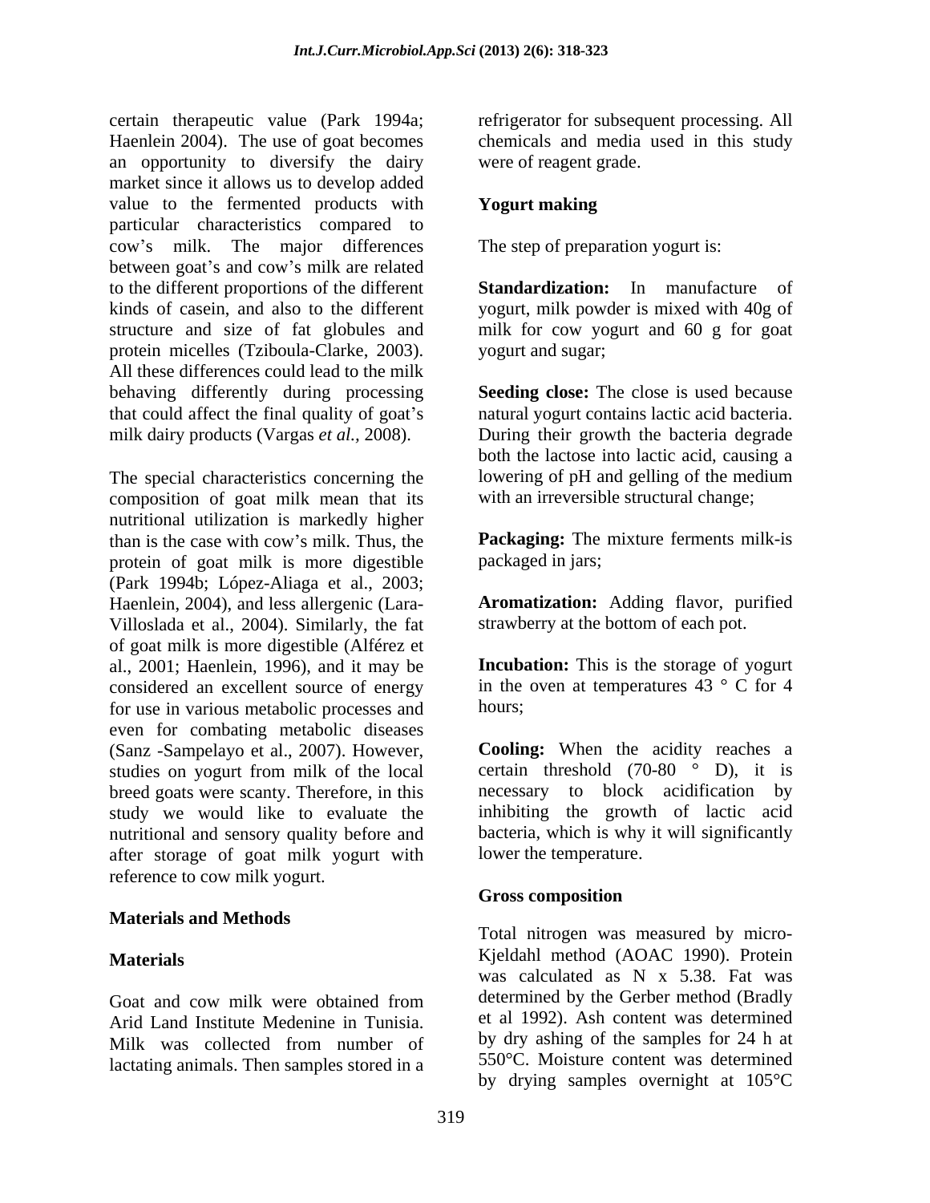certain therapeutic value (Park 1994a; Haenlein 2004). The use of goat becomes an opportunity to diversify the dairy market since it allows us to develop added value to the fermented products with particular characteristics compared to cow's milk. The major differences between goat's and cow's milk are related to the different proportions of the different kinds of casein, and also to the different structure and size of fat globules and protein micelles (Tziboula-Clarke, 2003). All these differences could lead to the milk behaving differently during processing that could affect the final quality of goat's milk dairy products (Vargas *et al.,* 2008).

The special characteristics concerning the composition of goat milk mean that its nutritional utilization is markedly higher than is the case with cow's milk. Thus, the protein of goat milk is more digestible (Park 1994b; López-Aliaga et al., 2003; Haenlein, 2004), and less allergenic (Lara-Villoslada et al., 2004). Similarly, the fat of goat milk is more digestible (Alférez et al., 2001; Haenlein, 1996), and it may be considered an excellent source of energy for use in various metabolic processes and even for combating metabolic diseases (Sanz -Sampelayo et al., 2007). However, studies on yogurt from milk of the local breed goats were scanty. Therefore, in this study we would like to evaluate the nutritional and sensory quality before and after storage of goat milk yogurt with reference to cow milk yogurt.

## Materials and Methods

### Materials

Goat and cow milk were obtained from Arid Land Institute Medenine in Tunisia. Milk was collected from number of lactating animals. Then samples stored in a refrigerator for subsequent processing. All chemicals and media used in this study were of reagent grade.

### Yogurt making

The step of preparation yogurt is:

**Standardization:** In manufacture of yogurt, milk powder is mixed with 40g of milk for cow yogurt and 60 g for goat yogurt and sugar;

**Seeding close:** The close is used because natural yogurt contains lactic acid bacteria. During their growth the bacteria degrade both the lactose into lactic acid, causing a lowering of pH and gelling of the medium with an irreversible structural change;

**Packaging:** The mixture ferments milk-is packaged in jars;

**Aromatization:** Adding flavor, purified strawberry at the bottom of each pot.

**Incubation:** This is the storage of yogurt in the oven at temperatures 43 ° C for 4 hours;

**Cooling:** When the acidity reaches a certain threshold (70-80 ° D), it is necessary to block acidification by inhibiting the growth of lactic acid bacteria, which is why it will significantly lower the temperature.

### Gross composition

Total nitrogen was measured by micro-Kjeldahl method (AOAC 1990). Protein was calculated as N x 5.38. Fat was determined by the Gerber method (Bradly et al 1992). Ash content was determined by dry ashing of the samples for 24 h at 550°C. Moisture content was determined by drying samples overnight at 105°C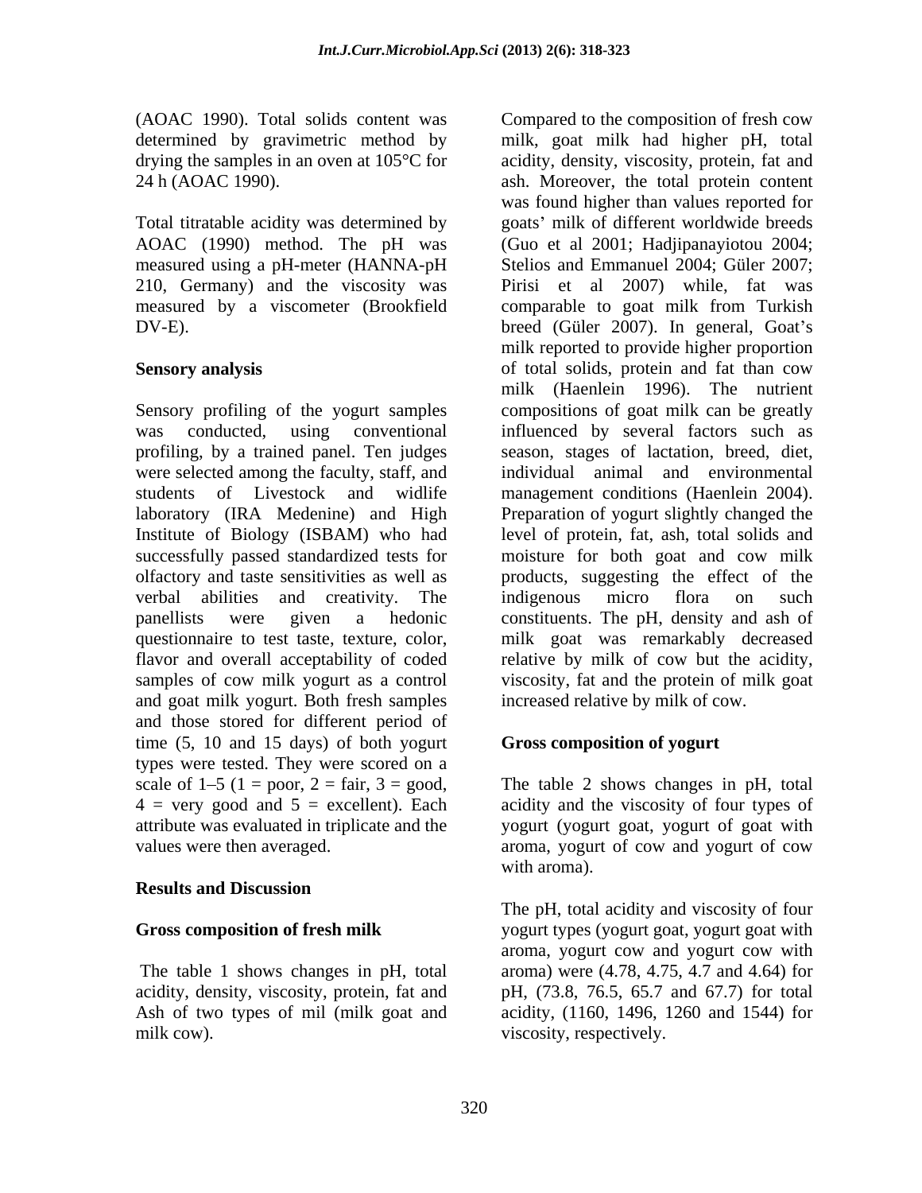(AOAC 1990). Total solids content was determined by gravimetric method by drying the samples in an oven at 105°C for 24 h (AOAC 1990).

Total titratable acidity was determined by AOAC (1990) method. The pH was measured using a pH-meter (HANNA-pH 210, Germany) and the viscosity was measured by a viscometer (Brookfield DV-E).

**Sensory analysis**

Sensory profiling of the yogurt samples was conducted, using conventional profiling, by a trained panel. Ten judges were selected among the faculty, staff, and students of Livestock and widlife laboratory (IRA Medenine) and High Institute of Biology (ISBAM) who had successfully passed standardized tests for olfactory and taste sensitivities as well as verbal abilities and creativity. The panellists were given a hedonic questionnaire to test taste, texture, color, flavor and overall acceptability of coded samples of cow milk yogurt as a control and goat milk yogurt. Both fresh samples and those stored for different period of time (5, 10 and 15 days) of both yogurt types were tested. They were scored on a scale of 1–5 (1 = poor, 2 = fair, 3 = good, 4 = very good and 5 = excellent). Each attribute was evaluated in triplicate and the values were then averaged.

**Results and Discussion**

**Gross composition of fresh milk**

The table 1 shows changes in pH, total acidity, density, viscosity, protein, fat and Ash of two types of mil (milk goat and milk cow).

Compared to the composition of fresh cow milk, goat milk had higher pH, total acidity, density, viscosity, protein, fat and ash. Moreover, the total protein content was found higher than values reported for goats' milk of different worldwide breeds (Guo et al 2001; Hadjipanayiotou 2004; Stelios and Emmanuel 2004; Güler 2007; Pirisi et al 2007) while, fat was comparable to goat milk from Turkish breed (Güler 2007). In general, Goat's milk reported to provide higher proportion of total solids, protein and fat than cow milk (Haenlein 1996). The nutrient compositions of goat milk can be greatly influenced by several factors such as season, stages of lactation, breed, diet, individual animal and environmental management conditions (Haenlein 2004). Preparation of yogurt slightly changed the level of protein, fat, ash, total solids and moisture for both goat and cow milk products, suggesting the effect of the indigenous micro flora on such constituents. The pH, density and ash of milk goat was remarkably decreased relative by milk of cow but the acidity, viscosity, fat and the protein of milk goat increased relative by milk of cow.

**Gross composition of yogurt**

The table 2 shows changes in pH, total acidity and the viscosity of four types of yogurt (yogurt goat, yogurt of goat with aroma, yogurt of cow and yogurt of cow with aroma).

The pH, total acidity and viscosity of four yogurt types (yogurt goat, yogurt goat with aroma, yogurt cow and yogurt cow with aroma) were (4.78, 4.75, 4.7 and 4.64) for pH, (73.8, 76.5, 65.7 and 67.7) for total acidity, (1160, 1496, 1260 and 1544) for viscosity, respectively.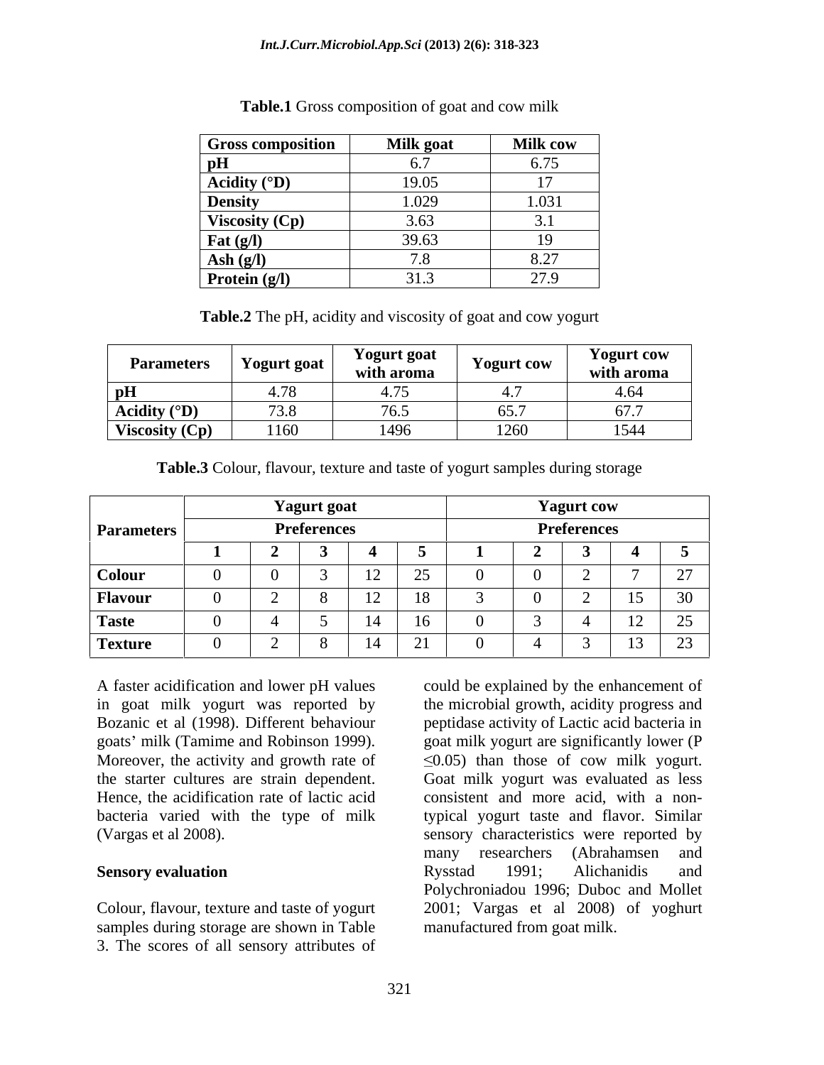**Table.1** Gross composition of goat and cow milk

| Gross composition | Milk goat | Milk cow |
|---|---|---|
| **pH** | 6.7 | 6.75 |
| **Acidity (°D)** | 19.05 | 17 |
| **Density** | 1.029 | 1.031 |
| **Viscosity (Cp)** | 3.63 | 3.1 |
| **Fat (g/l)** | 39.63 | 19 |
| **Ash (g/l)** | 7.8 | 8.27 |
| **Protein (g/l)** | 31.3 | 27.9 |

**Table.2** The pH, acidity and viscosity of goat and cow yogurt

| Parameters | Yogurt goat | Yogurt goat with aroma | Yogurt cow | Yogurt cow with aroma |
|---|---|---|---|---|
| **pH** | 4.78 | 4.75 | 4.7 | 4.64 |
| **Acidity (°D)** | 73.8 | 76.5 | 65.7 | 67.7 |
| **Viscosity (Cp)** | 1160 | 1496 | 1260 | 1544 |

**Table.3** Colour, flavour, texture and taste of yogurt samples during storage

| Parameters | Yagurt goat | | | | | Yagurt cow | | | | |
|---|---|---|---|---|---|---|---|---|---|---|
| | Preferences | | | | | Preferences | | | | |
| | 1 | 2 | 3 | 4 | 5 | 1 | 2 | 3 | 4 | 5 |
| **Colour** | 0 | 0 | 3 | 12 | 25 | 0 | 0 | 2 | 7 | 27 |
| **Flavour** | 0 | 2 | 8 | 12 | 18 | 3 | 0 | 2 | 15 | 30 |
| **Taste** | 0 | 4 | 5 | 14 | 16 | 0 | 3 | 4 | 12 | 25 |
| **Texture** | 0 | 2 | 8 | 14 | 21 | 0 | 4 | 3 | 13 | 23 |

A faster acidification and lower pH values in goat milk yogurt was reported by Bozanic et al (1998). Different behaviour goats' milk (Tamime and Robinson 1999). Moreover, the activity and growth rate of the starter cultures are strain dependent. Hence, the acidification rate of lactic acid bacteria varied with the type of milk (Vargas et al 2008).

**Sensory evaluation**

Colour, flavour, texture and taste of yogurt samples during storage are shown in Table 3. The scores of all sensory attributes of could be explained by the enhancement of the microbial growth, acidity progress and peptidase activity of Lactic acid bacteria in goat milk yogurt are significantly lower ($P \leq 0.05$) than those of cow milk yogurt. Goat milk yogurt was evaluated as less consistent and more acid, with a non-typical yogurt taste and flavor. Similar sensory characteristics were reported by many researchers (Abrahamsen and Rysstad 1991; Alichanidis and Polychroniadou 1996; Duboc and Mollet 2001; Vargas et al 2008) of yoghurt manufactured from goat milk.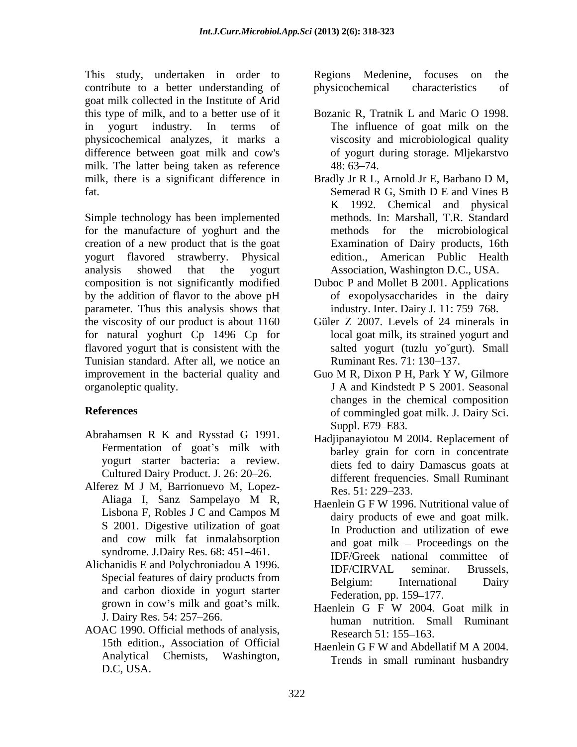This study, undertaken in order to contribute to a better understanding of goat milk collected in the Institute of Arid Regions Medenine, focuses on the physicochemical characteristics of this type of milk, and to a better use of it in yogurt industry. In terms of physicochemical analyzes, it marks a difference between goat milk and cow's milk. The latter being taken as reference milk, there is a significant difference in fat.

Simple technology has been implemented for the manufacture of yoghurt and the creation of a new product that is the goat yogurt flavored strawberry. Physical analysis showed that the yogurt composition is not significantly modified by the addition of flavor to the above pH parameter. Thus this analysis shows that the viscosity of our product is about 1160 for natural yoghurt Cp 1496 Cp for flavored yogurt that is consistent with the Tunisian standard. After all, we notice an improvement in the bacterial quality and organoleptic quality.

## References

Abrahamsen R K and Rysstad G 1991. Fermentation of goat's milk with yogurt starter bacteria: a review. Cultured Dairy Product. J. 26: 20–26.

Alferez M J M, Barrionuevo M, Lopez-Aliaga I, Sanz Sampelayo M R, Lisbona F, Robles J C and Campos M S 2001. Digestive utilization of goat and cow milk fat inmalabsorption syndrome. J.Dairy Res. 68: 451–461.

Alichanidis E and Polychroniadou A 1996. Special features of dairy products from and carbon dioxide in yogurt starter grown in cow's milk and goat's milk. J. Dairy Res. 54: 257–266.

AOAC 1990. Official methods of analysis, 15th edition., Association of Official Analytical Chemists, Washington, D.C, USA.

Bozanic R, Tratnik L and Maric O 1998. The influence of goat milk on the viscosity and microbiological quality of yogurt during storage. Mljekarstvo 48: 63–74.

Bradly Jr R L, Arnold Jr E, Barbano D M, Semerad R G, Smith D E and Vines B K 1992. Chemical and physical methods. In: Marshall, T.R. Standard methods for the microbiological Examination of Dairy products, 16th edition., American Public Health Association, Washington D.C., USA.

Duboc P and Mollet B 2001. Applications of exopolysaccharides in the dairy industry. Inter. Dairy J. 11: 759–768.

Güler Z 2007. Levels of 24 minerals in local goat milk, its strained yogurt and salted yogurt (tuzlu yoˇgurt). Small Ruminant Res. 71: 130–137.

Guo M R, Dixon P H, Park Y W, Gilmore J A and Kindstedt P S 2001. Seasonal changes in the chemical composition of commingled goat milk. J. Dairy Sci. Suppl. E79–E83.

Hadjipanayiotou M 2004. Replacement of barley grain for corn in concentrate diets fed to dairy Damascus goats at different frequencies. Small Ruminant Res. 51: 229–233.

Haenlein G F W 1996. Nutritional value of dairy products of ewe and goat milk. In Production and utilization of ewe and goat milk – Proceedings on the IDF/Greek national committee of IDF/CIRVAL seminar. Brussels, Belgium: International Dairy Federation, pp. 159–177.

Haenlein G F W 2004. Goat milk in human nutrition. Small Ruminant Research 51: 155–163.

Haenlein G F W and Abdellatif M A 2004. Trends in small ruminant husbandry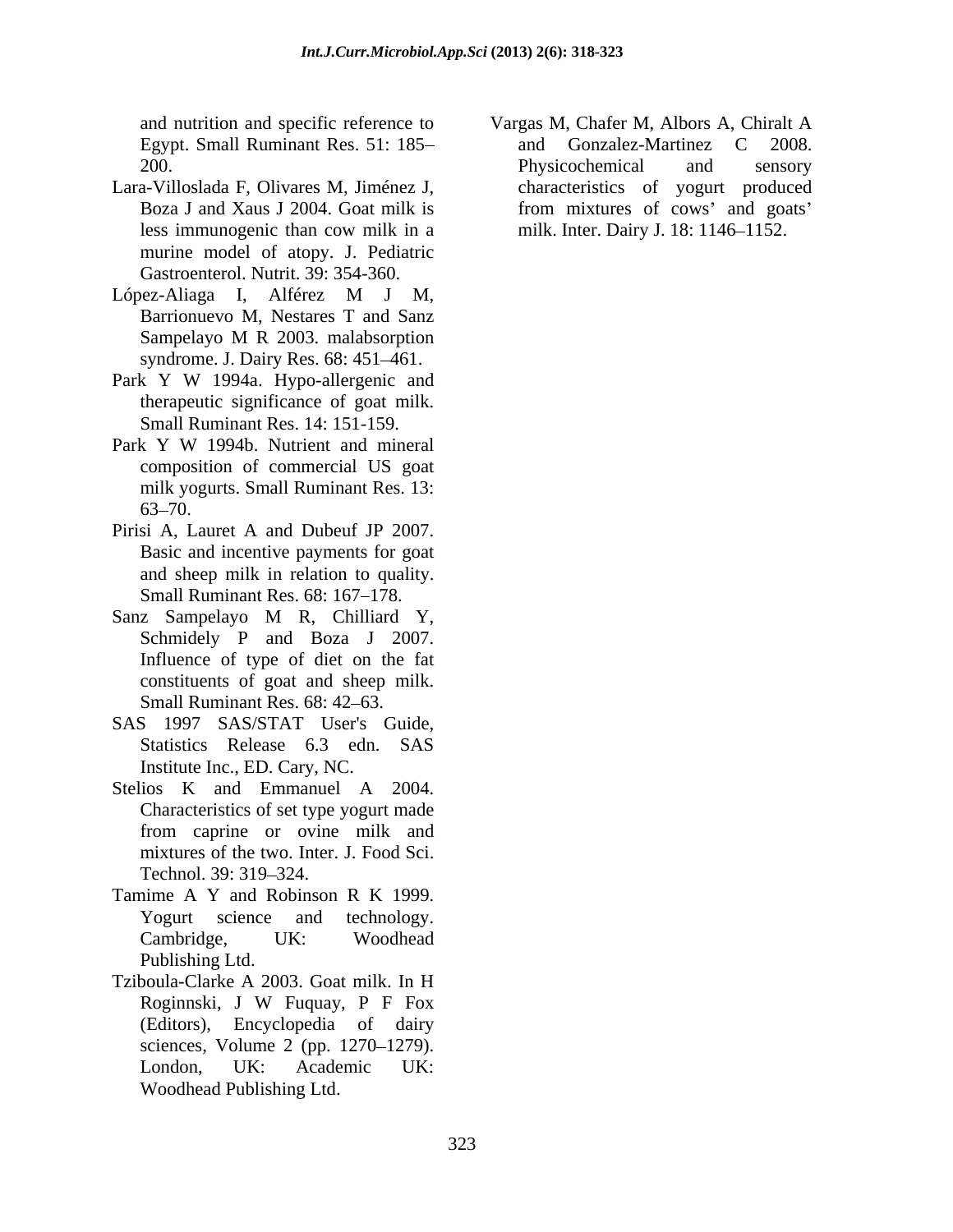and nutrition and specific reference to Egypt. Small Ruminant Res. 51: 185–200.

Lara-Villoslada F, Olivares M, Jiménez J, Boza J and Xaus J 2004. Goat milk is less immunogenic than cow milk in a murine model of atopy. J. Pediatric Gastroenterol. Nutrit. 39: 354-360.

López-Aliaga I, Alférez M J M, Barrionuevo M, Nestares T and Sanz Sampelayo M R 2003. malabsorption syndrome. J. Dairy Res. 68: 451–461.

Park Y W 1994a. Hypo-allergenic and therapeutic significance of goat milk. Small Ruminant Res. 14: 151-159.

Park Y W 1994b. Nutrient and mineral composition of commercial US goat milk yogurts. Small Ruminant Res. 13: 63–70.

Pirisi A, Lauret A and Dubeuf JP 2007. Basic and incentive payments for goat and sheep milk in relation to quality. Small Ruminant Res. 68: 167–178.

Sanz Sampelayo M R, Chilliard Y, Schmidely P and Boza J 2007. Influence of type of diet on the fat constituents of goat and sheep milk. Small Ruminant Res. 68: 42–63.

SAS 1997 SAS/STAT User's Guide, Statistics Release 6.3 edn. SAS Institute Inc., ED. Cary, NC.

Stelios K and Emmanuel A 2004. Characteristics of set type yogurt made from caprine or ovine milk and mixtures of the two. Inter. J. Food Sci. Technol. 39: 319–324.

Tamime A Y and Robinson R K 1999. Yogurt science and technology. Cambridge, UK: Woodhead Publishing Ltd.

Tziboula-Clarke A 2003. Goat milk. In H Roginnski, J W Fuquay, P F Fox (Editors), Encyclopedia of dairy sciences, Volume 2 (pp. 1270–1279). London, UK: Academic UK: Woodhead Publishing Ltd.

Vargas M, Chafer M, Albors A, Chiralt A and Gonzalez-Martinez C 2008. Physicochemical and sensory characteristics of yogurt produced from mixtures of cows' and goats' milk. Inter. Dairy J. 18: 1146–1152.